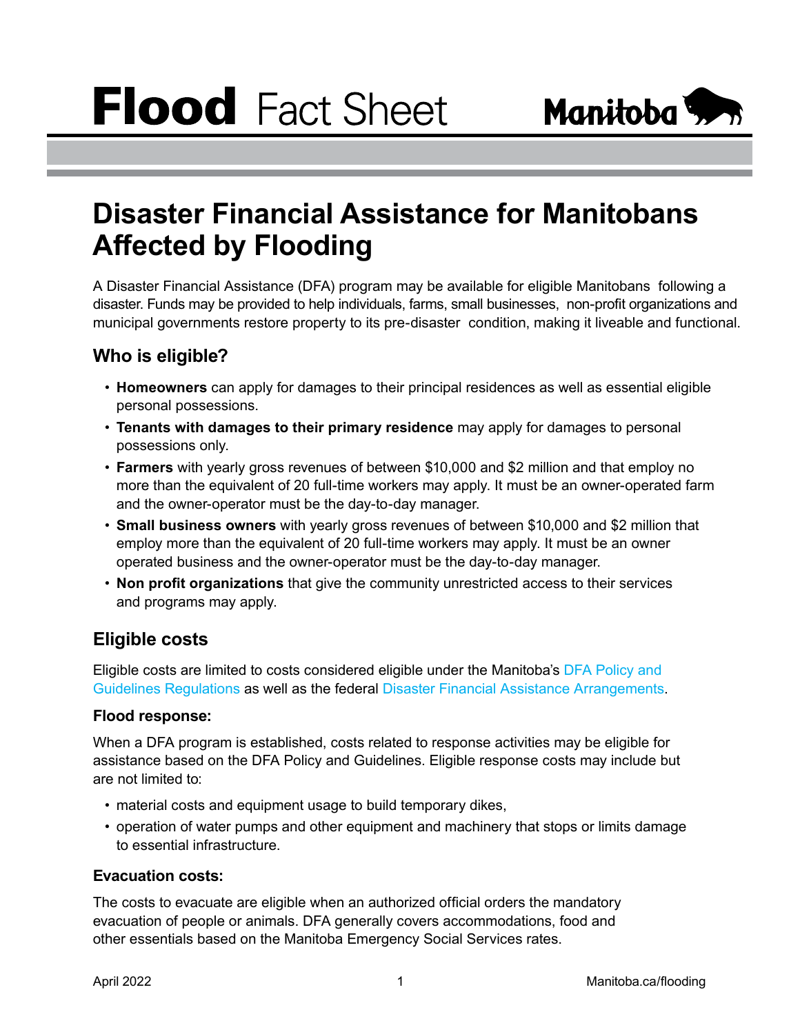# Flood Fact Sheet

Manitoba

## Disaster Financial Assistance for Manitobans Affected by Flooding

A Disaster Financial Assistance (DFA) program may be available for eligible Manitobans following a disaster. Funds may be provided to help individuals, farms, small businesses, non-profit organizations and municipal governments restore property to its pre-disaster condition, making it liveable and functional.

### Who is eligible?

- **Homeowners** can apply for damages to their principal residences as well as essential eligible personal possessions.
- **Tenants with damages to their primary residence** may apply for damages to personal possessions only.
- **Farmers** with yearly gross revenues of between $10,000 and $2 million and that employ no more than the equivalent of 20 full-time workers may apply. It must be an owner-operated farm and the owner-operator must be the day-to-day manager.
- **Small business owners** with yearly gross revenues of between $10,000 and $2 million that employ more than the equivalent of 20 full-time workers may apply. It must be an owner operated business and the owner-operator must be the day-to-day manager.
- **Non profit organizations** that give the community unrestricted access to their services and programs may apply.

### Eligible costs

Eligible costs are limited to costs considered eligible under the Manitoba's DFA Policy and Guidelines Regulations as well as the federal Disaster Financial Assistance Arrangements.

#### Flood response:

When a DFA program is established, costs related to response activities may be eligible for assistance based on the DFA Policy and Guidelines. Eligible response costs may include but are not limited to:

- material costs and equipment usage to build temporary dikes,
- operation of water pumps and other equipment and machinery that stops or limits damage to essential infrastructure.

#### Evacuation costs:

The costs to evacuate are eligible when an authorized official orders the mandatory evacuation of people or animals. DFA generally covers accommodations, food and other essentials based on the Manitoba Emergency Social Services rates.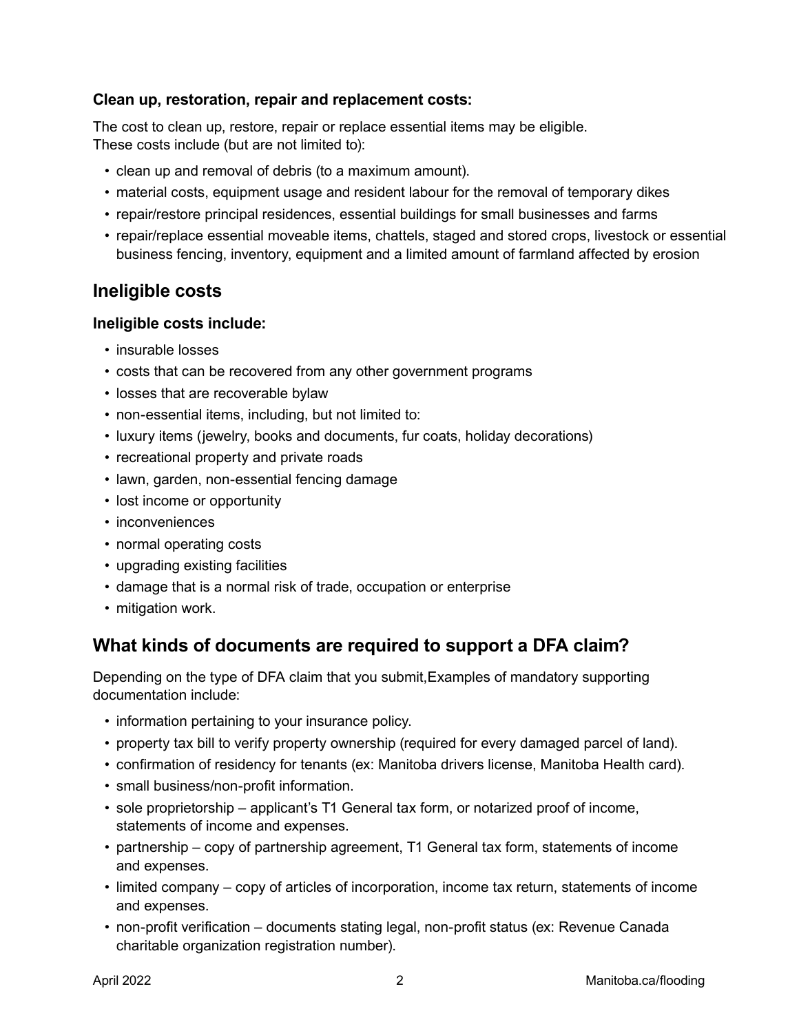### Clean up, restoration, repair and replacement costs:

The cost to clean up, restore, repair or replace essential items may be eligible.
These costs include (but are not limited to):

- clean up and removal of debris (to a maximum amount).
- material costs, equipment usage and resident labour for the removal of temporary dikes
- repair/restore principal residences, essential buildings for small businesses and farms
- repair/replace essential moveable items, chattels, staged and stored crops, livestock or essential business fencing, inventory, equipment and a limited amount of farmland affected by erosion

## Ineligible costs

### Ineligible costs include:

- insurable losses
- costs that can be recovered from any other government programs
- losses that are recoverable bylaw
- non-essential items, including, but not limited to:
- luxury items (jewelry, books and documents, fur coats, holiday decorations)
- recreational property and private roads
- lawn, garden, non-essential fencing damage
- lost income or opportunity
- inconveniences
- normal operating costs
- upgrading existing facilities
- damage that is a normal risk of trade, occupation or enterprise
- mitigation work.

## What kinds of documents are required to support a DFA claim?

Depending on the type of DFA claim that you submit,Examples of mandatory supporting documentation include:

- information pertaining to your insurance policy.
- property tax bill to verify property ownership (required for every damaged parcel of land).
- confirmation of residency for tenants (ex: Manitoba drivers license, Manitoba Health card).
- small business/non-profit information.
- sole proprietorship – applicant's T1 General tax form, or notarized proof of income, statements of income and expenses.
- partnership – copy of partnership agreement, T1 General tax form, statements of income and expenses.
- limited company – copy of articles of incorporation, income tax return, statements of income and expenses.
- non-profit verification – documents stating legal, non-profit status (ex: Revenue Canada charitable organization registration number).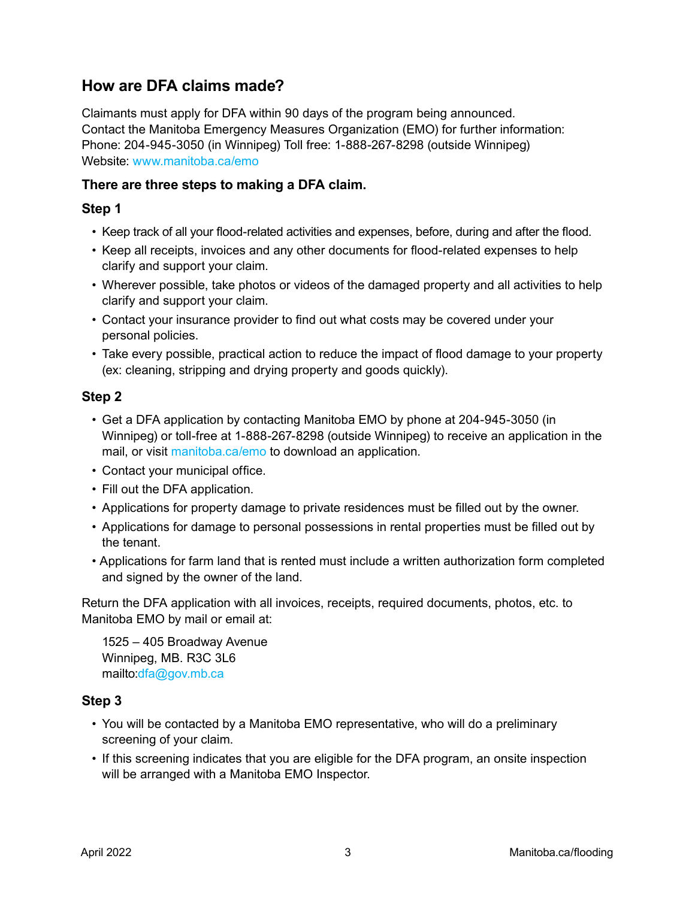## How are DFA claims made?

Claimants must apply for DFA within 90 days of the program being announced.
Contact the Manitoba Emergency Measures Organization (EMO) for further information:
Phone: 204-945-3050 (in Winnipeg) Toll free: 1-888-267-8298 (outside Winnipeg)
Website: www.manitoba.ca/emo

### There are three steps to making a DFA claim.

### Step 1

- Keep track of all your flood-related activities and expenses, before, during and after the flood.
- Keep all receipts, invoices and any other documents for flood-related expenses to help clarify and support your claim.
- Wherever possible, take photos or videos of the damaged property and all activities to help clarify and support your claim.
- Contact your insurance provider to find out what costs may be covered under your personal policies.
- Take every possible, practical action to reduce the impact of flood damage to your property (ex: cleaning, stripping and drying property and goods quickly).

### Step 2

- Get a DFA application by contacting Manitoba EMO by phone at 204-945-3050 (in Winnipeg) or toll-free at 1-888-267-8298 (outside Winnipeg) to receive an application in the mail, or visit manitoba.ca/emo to download an application.
- Contact your municipal office.
- Fill out the DFA application.
- Applications for property damage to private residences must be filled out by the owner.
- Applications for damage to personal possessions in rental properties must be filled out by the tenant.
- Applications for farm land that is rented must include a written authorization form completed and signed by the owner of the land.

Return the DFA application with all invoices, receipts, required documents, photos, etc. to Manitoba EMO by mail or email at:

1525 – 405 Broadway Avenue
Winnipeg, MB. R3C 3L6
mailto:dfa@gov.mb.ca

### Step 3

- You will be contacted by a Manitoba EMO representative, who will do a preliminary screening of your claim.
- If this screening indicates that you are eligible for the DFA program, an onsite inspection will be arranged with a Manitoba EMO Inspector.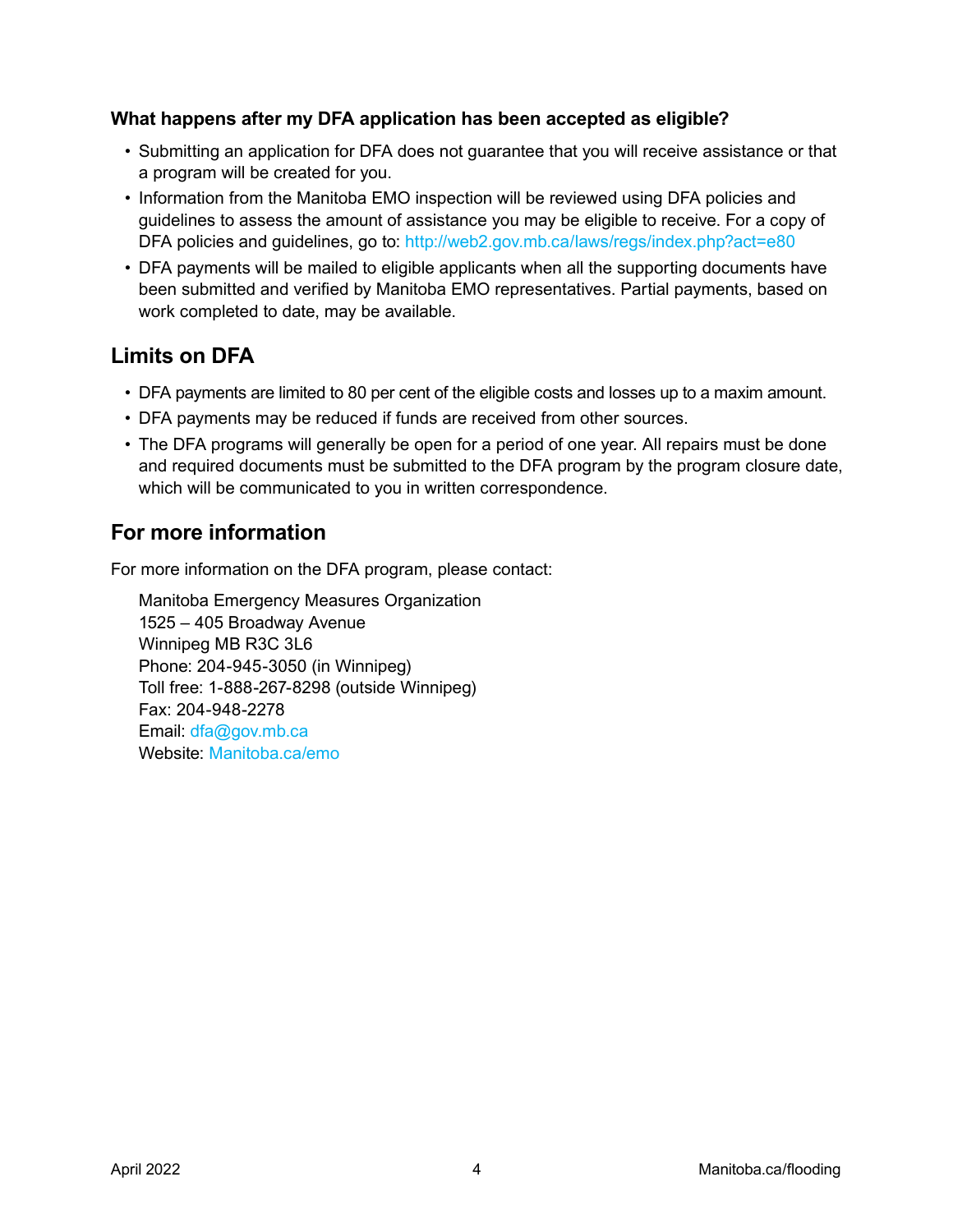### What happens after my DFA application has been accepted as eligible?

- Submitting an application for DFA does not guarantee that you will receive assistance or that a program will be created for you.
- Information from the Manitoba EMO inspection will be reviewed using DFA policies and guidelines to assess the amount of assistance you may be eligible to receive. For a copy of DFA policies and guidelines, go to: http://web2.gov.mb.ca/laws/regs/index.php?act=e80
- DFA payments will be mailed to eligible applicants when all the supporting documents have been submitted and verified by Manitoba EMO representatives. Partial payments, based on work completed to date, may be available.

## Limits on DFA

- DFA payments are limited to 80 per cent of the eligible costs and losses up to a maxim amount.
- DFA payments may be reduced if funds are received from other sources.
- The DFA programs will generally be open for a period of one year. All repairs must be done and required documents must be submitted to the DFA program by the program closure date, which will be communicated to you in written correspondence.

## For more information

For more information on the DFA program, please contact:

Manitoba Emergency Measures Organization
1525 – 405 Broadway Avenue
Winnipeg MB R3C 3L6
Phone: 204-945-3050 (in Winnipeg)
Toll free: 1-888-267-8298 (outside Winnipeg)
Fax: 204-948-2278
Email: dfa@gov.mb.ca
Website: Manitoba.ca/emo